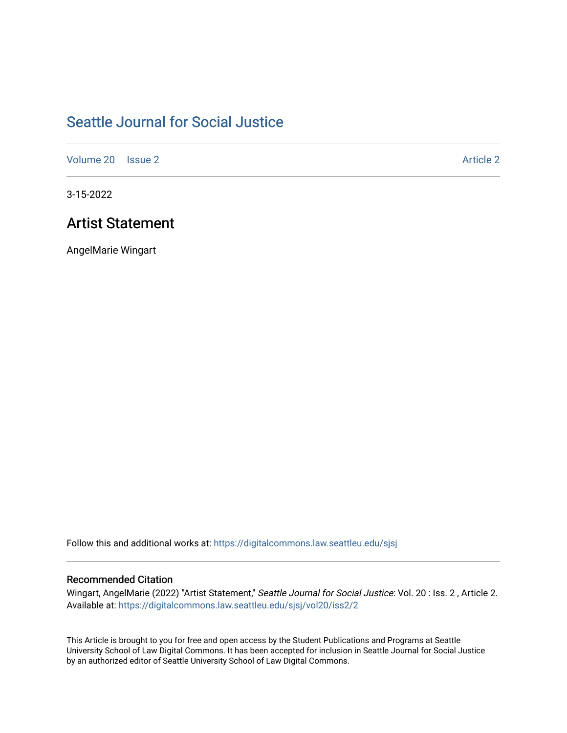# Seattle Journal for Social Justice

Volume 20 | Issue 2 | Article 2

3-15-2022

## Artist Statement

AngelMarie Wingart

Follow this and additional works at: https://digitalcommons.law.seattleu.edu/sjsj

### Recommended Citation

Wingart, AngelMarie (2022) "Artist Statement," *Seattle Journal for Social Justice*: Vol. 20 : Iss. 2 , Article 2.
Available at: https://digitalcommons.law.seattleu.edu/sjsj/vol20/iss2/2

This Article is brought to you for free and open access by the Student Publications and Programs at Seattle University School of Law Digital Commons. It has been accepted for inclusion in Seattle Journal for Social Justice by an authorized editor of Seattle University School of Law Digital Commons.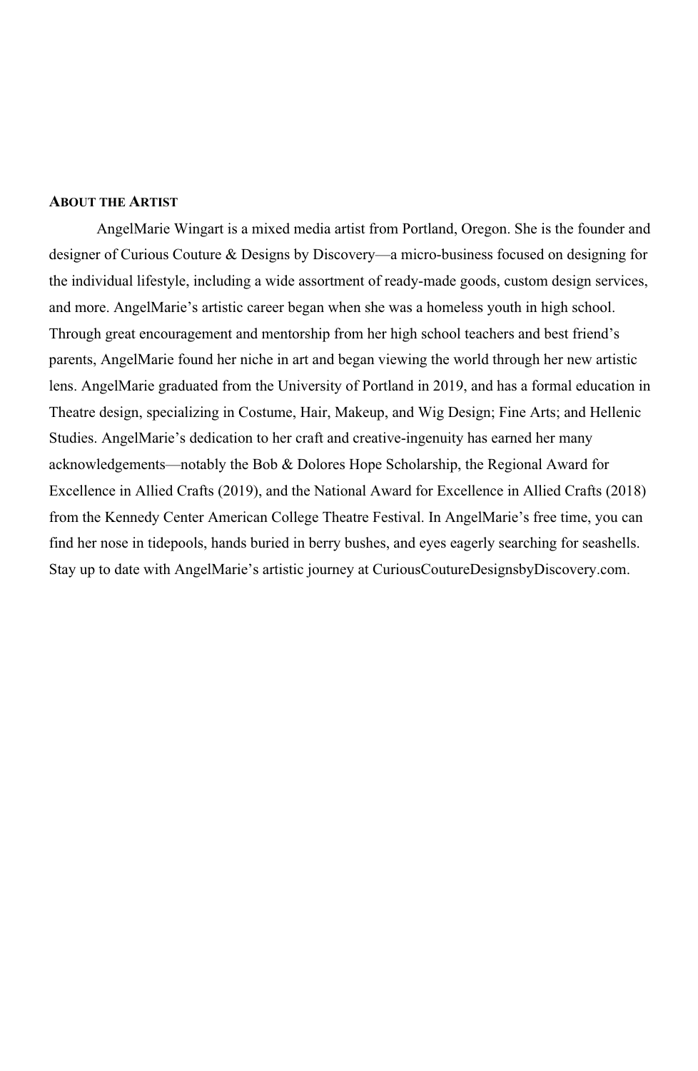## About the Artist

AngelMarie Wingart is a mixed media artist from Portland, Oregon. She is the founder and designer of Curious Couture & Designs by Discovery—a micro-business focused on designing for the individual lifestyle, including a wide assortment of ready-made goods, custom design services, and more. AngelMarie's artistic career began when she was a homeless youth in high school. Through great encouragement and mentorship from her high school teachers and best friend's parents, AngelMarie found her niche in art and began viewing the world through her new artistic lens. AngelMarie graduated from the University of Portland in 2019, and has a formal education in Theatre design, specializing in Costume, Hair, Makeup, and Wig Design; Fine Arts; and Hellenic Studies. AngelMarie's dedication to her craft and creative-ingenuity has earned her many acknowledgements—notably the Bob & Dolores Hope Scholarship, the Regional Award for Excellence in Allied Crafts (2019), and the National Award for Excellence in Allied Crafts (2018) from the Kennedy Center American College Theatre Festival. In AngelMarie's free time, you can find her nose in tidepools, hands buried in berry bushes, and eyes eagerly searching for seashells. Stay up to date with AngelMarie's artistic journey at CuriousCoutureDesignsbyDiscovery.com.